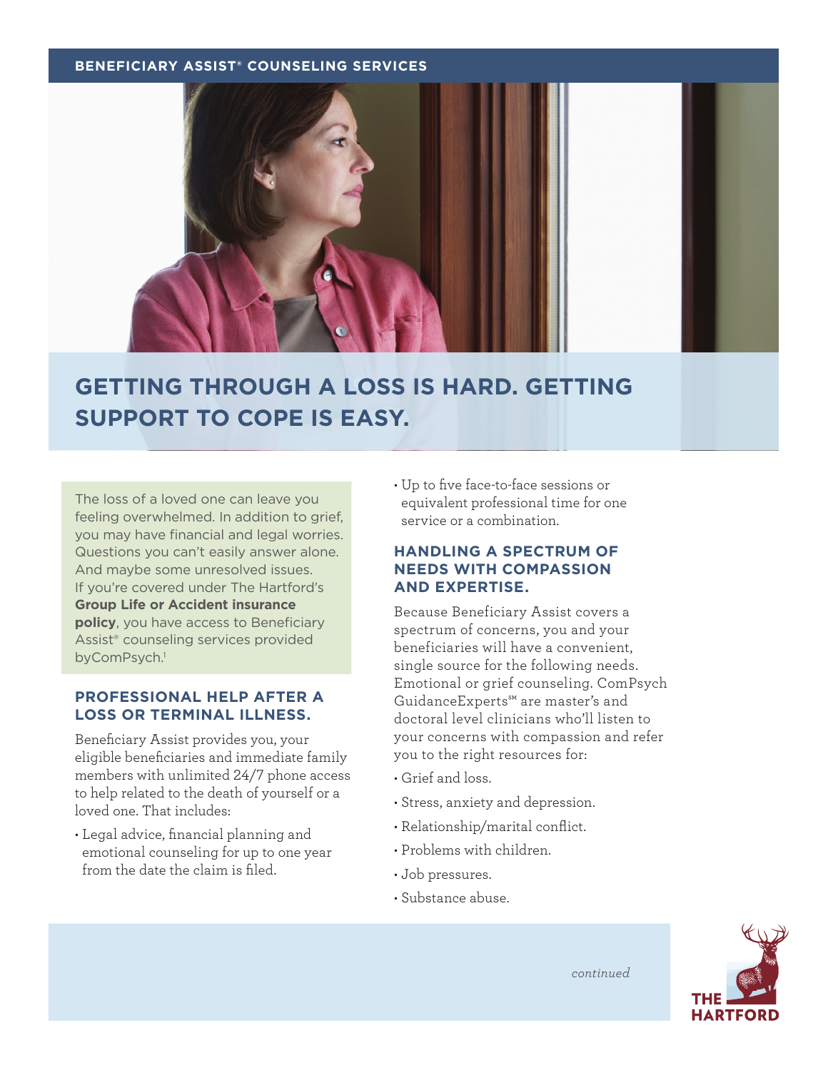BENEFICIARY ASSIST® COUNSELING SERVICES

# GETTING THROUGH A LOSS IS HARD. GETTING SUPPORT TO COPE IS EASY.

The loss of a loved one can leave you feeling overwhelmed. In addition to grief, you may have financial and legal worries. Questions you can't easily answer alone. And maybe some unresolved issues. If you're covered under The Hartford's **Group Life or Accident insurance policy**, you have access to Beneficiary Assist® counseling services provided byComPsych.[1]

## PROFESSIONAL HELP AFTER A LOSS OR TERMINAL ILLNESS.

Beneficiary Assist provides you, your eligible beneficiaries and immediate family members with unlimited 24/7 phone access to help related to the death of yourself or a loved one. That includes:

- Legal advice, financial planning and emotional counseling for up to one year from the date the claim is filed.
- Up to five face-to-face sessions or equivalent professional time for one service or a combination.

## HANDLING A SPECTRUM OF NEEDS WITH COMPASSION AND EXPERTISE.

Because Beneficiary Assist covers a spectrum of concerns, you and your beneficiaries will have a convenient, single source for the following needs. Emotional or grief counseling. ComPsych GuidanceExperts℠ are master's and doctoral level clinicians who'll listen to your concerns with compassion and refer you to the right resources for:

- Grief and loss.
- Stress, anxiety and depression.
- Relationship/marital conflict.
- Problems with children.
- Job pressures.
- Substance abuse.

*continued*

THE HARTFORD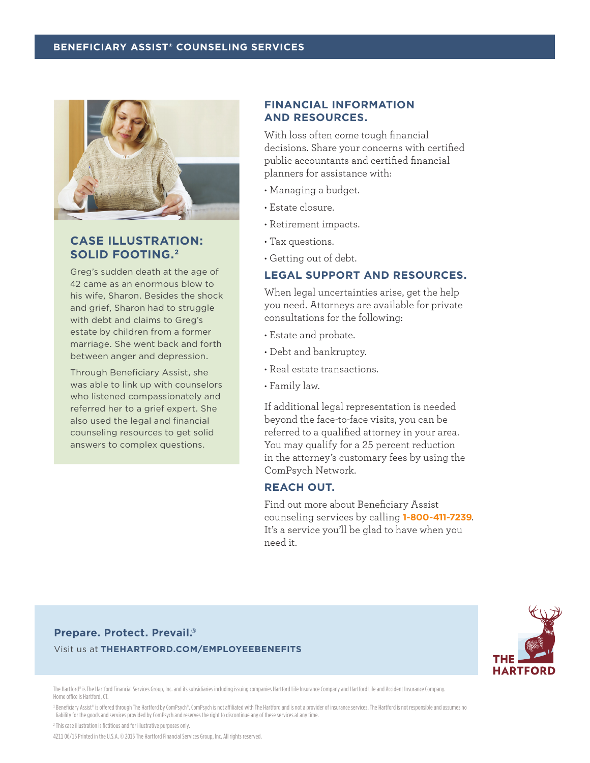## CASE ILLUSTRATION: SOLID FOOTING.[2]

Greg's sudden death at the age of 42 came as an enormous blow to his wife, Sharon. Besides the shock and grief, Sharon had to struggle with debt and claims to Greg's estate by children from a former marriage. She went back and forth between anger and depression.

Through Beneficiary Assist, she was able to link up with counselors who listened compassionately and referred her to a grief expert. She also used the legal and financial counseling resources to get solid answers to complex questions.

## FINANCIAL INFORMATION AND RESOURCES.

With loss often come tough financial decisions. Share your concerns with certified public accountants and certified financial planners for assistance with:

- Managing a budget.
- Estate closure.
- Retirement impacts.
- Tax questions.
- Getting out of debt.

## LEGAL SUPPORT AND RESOURCES.

When legal uncertainties arise, get the help you need. Attorneys are available for private consultations for the following:

- Estate and probate.
- Debt and bankruptcy.
- Real estate transactions.
- Family law.

If additional legal representation is needed beyond the face-to-face visits, you can be referred to a qualified attorney in your area. You may qualify for a 25 percent reduction in the attorney's customary fees by using the ComPsych Network.

## REACH OUT.

Find out more about Beneficiary Assist counseling services by calling **1-800-411-7239**. It's a service you'll be glad to have when you need it.

**Prepare. Protect. Prevail.®**

Visit us at **THEHARTFORD.COM/EMPLOYEEBENEFITS**

THE HARTFORD

The Hartford® is The Hartford Financial Services Group, Inc. and its subsidiaries including issuing companies Hartford Life Insurance Company and Hartford Life and Accident Insurance Company. Home office is Hartford, CT.

[1] Beneficiary Assist® is offered through The Hartford by ComPsych®. ComPsych is not affiliated with The Hartford and is not a provider of insurance services. The Hartford is not responsible and assumes no liability for the goods and services provided by ComPsych and reserves the right to discontinue any of these services at any time.

[2] This case illustration is fictitious and for illustrative purposes only.

4211 06/15 Printed in the U.S.A. © 2015 The Hartford Financial Services Group, Inc. All rights reserved.